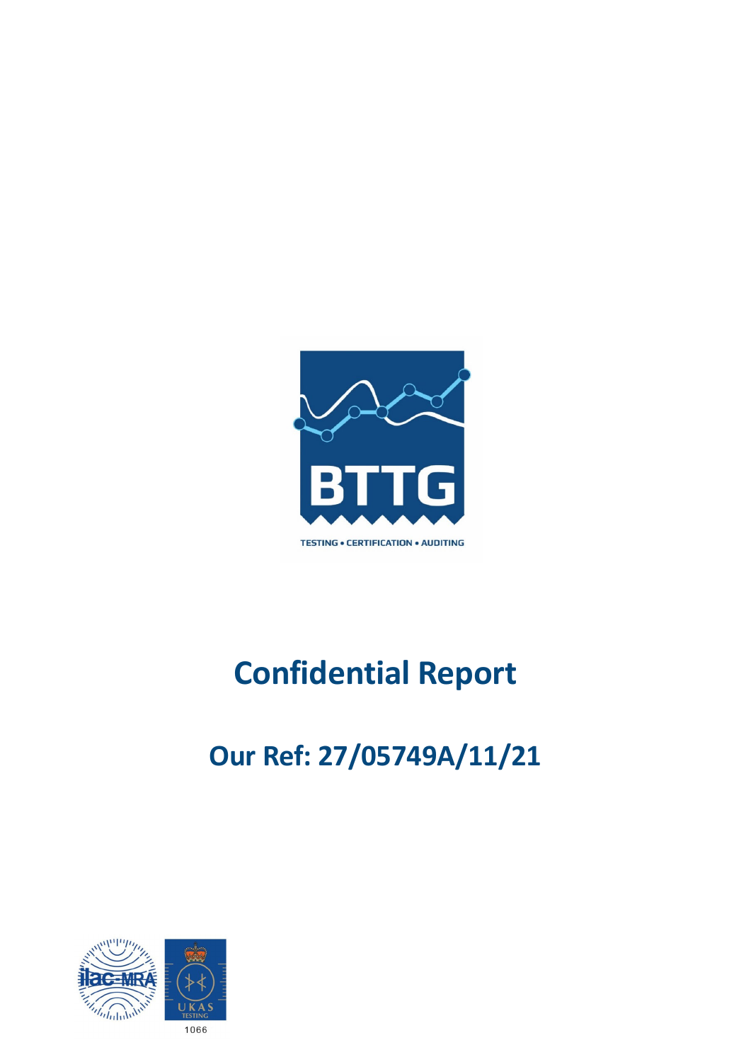BTTG

TESTING • CERTIFICATION • AUDITING

# Confidential Report

## Our Ref: 27/05749A/11/21

ilac-MRA

UKAS TESTING

1066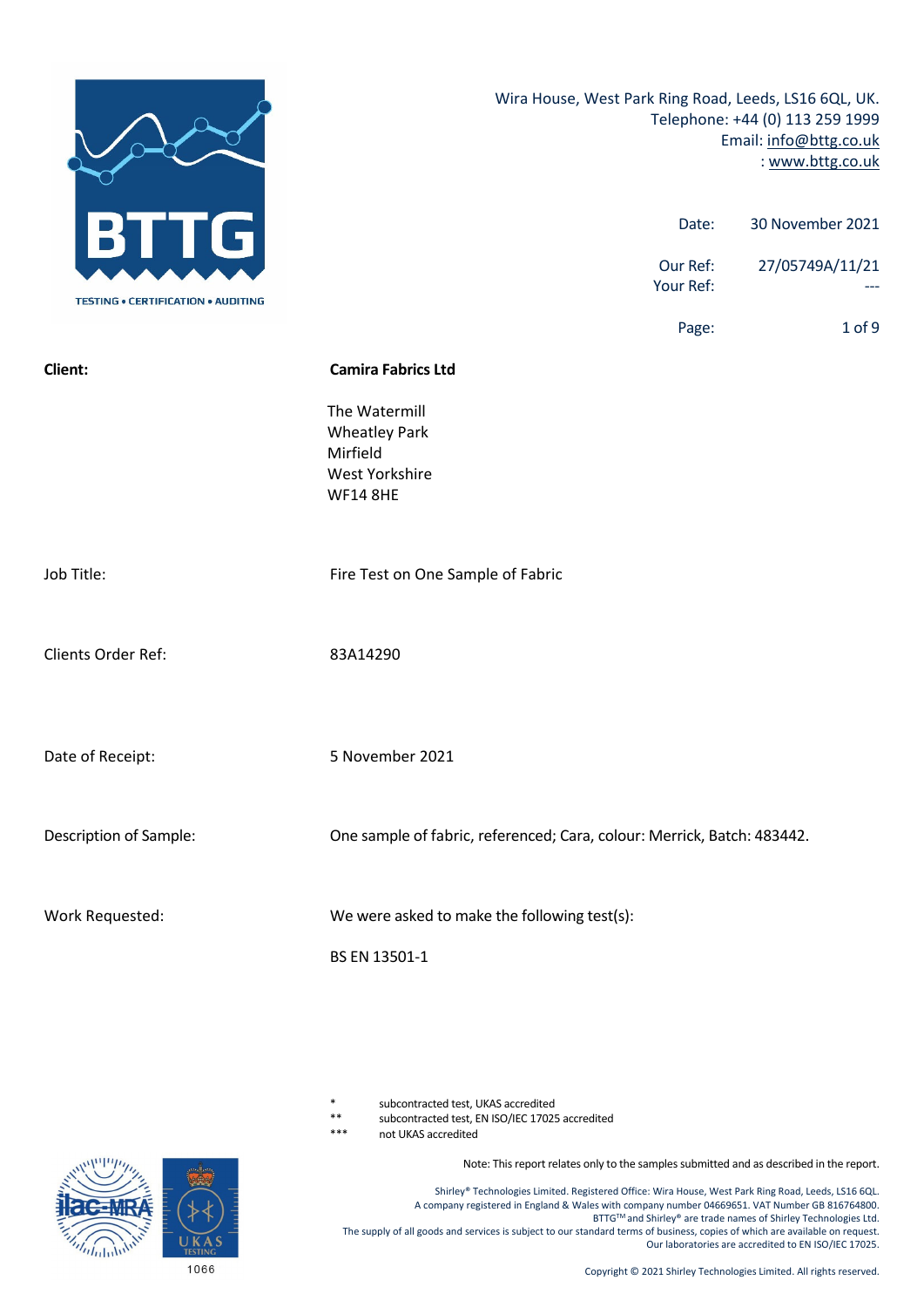Wira House, West Park Ring Road, Leeds, LS16 6QL, UK.
Telephone: +44 (0) 113 259 1999
Email: info@bttg.co.uk
: www.bttg.co.uk

| | |
|---|---|
| Date: | 30 November 2021 |
| Our Ref: | 27/05749A/11/21 |
| Your Ref: | --- |

**Client:** **Camira Fabrics Ltd**

The Watermill
Wheatley Park
Mirfield
West Yorkshire
WF14 8HE

Job Title: Fire Test on One Sample of Fabric

Clients Order Ref: 83A14290

Date of Receipt: 5 November 2021

Description of Sample: One sample of fabric, referenced; Cara, colour: Merrick, Batch: 483442.

Work Requested: We were asked to make the following test(s):

BS EN 13501-1

| | |
|---|---|
| * | subcontracted test, UKAS accredited |
| ** | subcontracted test, EN ISO/IEC 17025 accredited |
| *** | not UKAS accredited |

Note: This report relates only to the samples submitted and as described in the report.

Shirley® Technologies Limited. Registered Office: Wira House, West Park Ring Road, Leeds, LS16 6QL.
A company registered in England & Wales with company number 04669651. VAT Number GB 816764800.
BTTG™ and Shirley® are trade names of Shirley Technologies Ltd.
The supply of all goods and services is subject to our standard terms of business, copies of which are available on request.
Our laboratories are accredited to EN ISO/IEC 17025.

1066

Copyright © 2021 Shirley Technologies Limited. All rights reserved.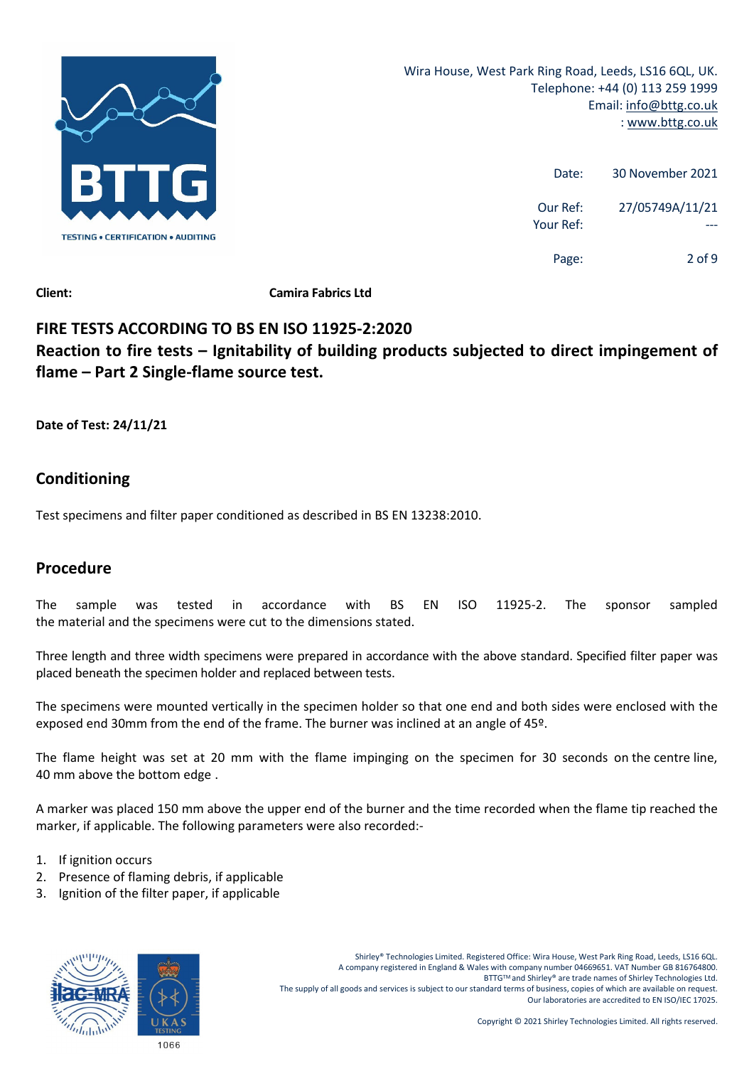Wira House, West Park Ring Road, Leeds, LS16 6QL, UK.
Telephone: +44 (0) 113 259 1999
Email: info@bttg.co.uk
: www.bttg.co.uk

Date: 30 November 2021

Our Ref: 27/05749A/11/21
Your Ref: ---

**Client:** **Camira Fabrics Ltd**

## FIRE TESTS ACCORDING TO BS EN ISO 11925-2:2020

## Reaction to fire tests – Ignitability of building products subjected to direct impingement of flame – Part 2 Single-flame source test.

**Date of Test: 24/11/21**

## Conditioning

Test specimens and filter paper conditioned as described in BS EN 13238:2010.

## Procedure

The sample was tested in accordance with BS EN ISO 11925-2. The sponsor sampled the material and the specimens were cut to the dimensions stated.

Three length and three width specimens were prepared in accordance with the above standard. Specified filter paper was placed beneath the specimen holder and replaced between tests.

The specimens were mounted vertically in the specimen holder so that one end and both sides were enclosed with the exposed end 30mm from the end of the frame. The burner was inclined at an angle of 45º.

The flame height was set at 20 mm with the flame impinging on the specimen for 30 seconds on the centre line, 40 mm above the bottom edge .

A marker was placed 150 mm above the upper end of the burner and the time recorded when the flame tip reached the marker, if applicable. The following parameters were also recorded:-

1. If ignition occurs
2. Presence of flaming debris, if applicable
3. Ignition of the filter paper, if applicable

Shirley® Technologies Limited. Registered Office: Wira House, West Park Ring Road, Leeds, LS16 6QL.
A company registered in England & Wales with company number 04669651. VAT Number GB 816764800.
BTTG™ and Shirley® are trade names of Shirley Technologies Ltd.
The supply of all goods and services is subject to our standard terms of business, copies of which are available on request.
Our laboratories are accredited to EN ISO/IEC 17025.

Copyright © 2021 Shirley Technologies Limited. All rights reserved.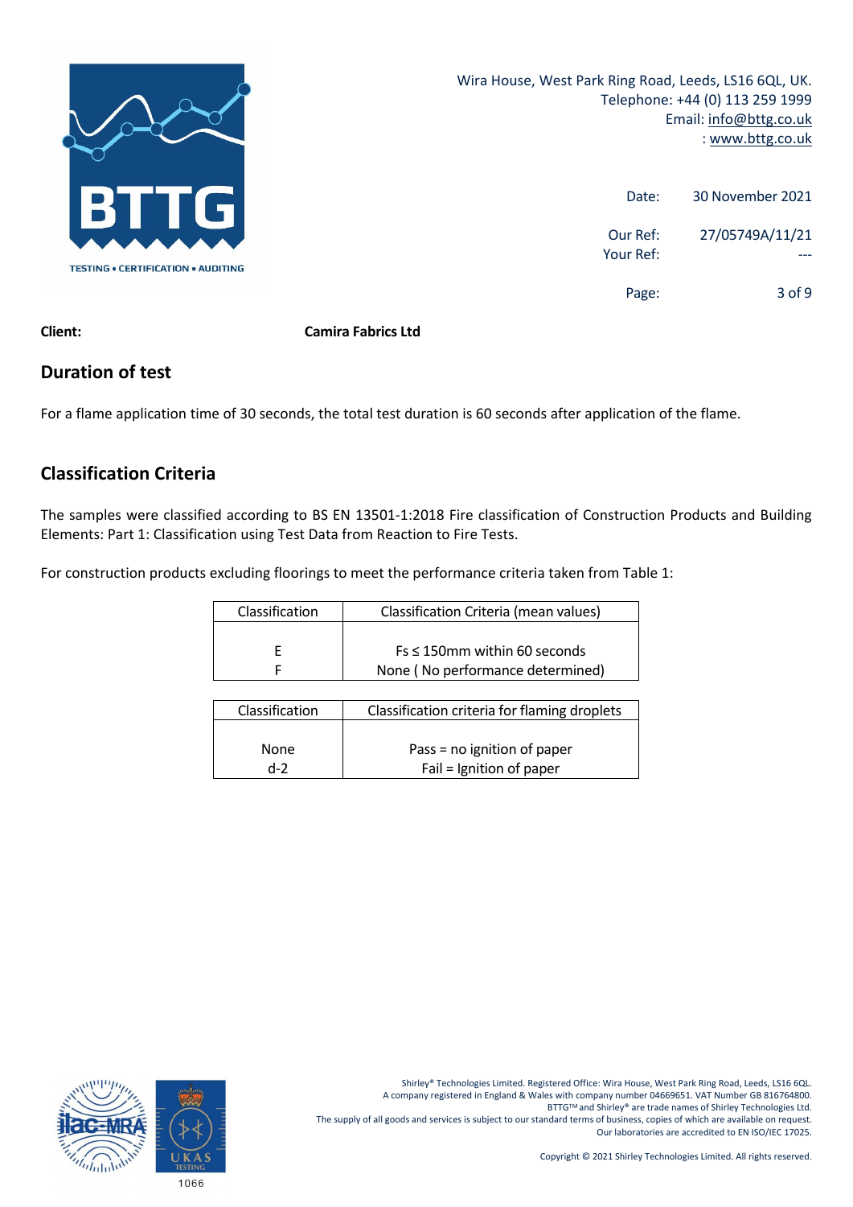**Client:** **Camira Fabrics Ltd**

## Duration of test

For a flame application time of 30 seconds, the total test duration is 60 seconds after application of the flame.

## Classification Criteria

The samples were classified according to BS EN 13501-1:2018 Fire classification of Construction Products and Building Elements: Part 1: Classification using Test Data from Reaction to Fire Tests.

For construction products excluding floorings to meet the performance criteria taken from Table 1:

| Classification | Classification Criteria (mean values) |
|---|---|
| E | Fs ≤ 150mm within 60 seconds |
| F | None ( No performance determined) |

| Classification | Classification criteria for flaming droplets |
|---|---|
| None | Pass = no ignition of paper |
| d-2 | Fail = Ignition of paper |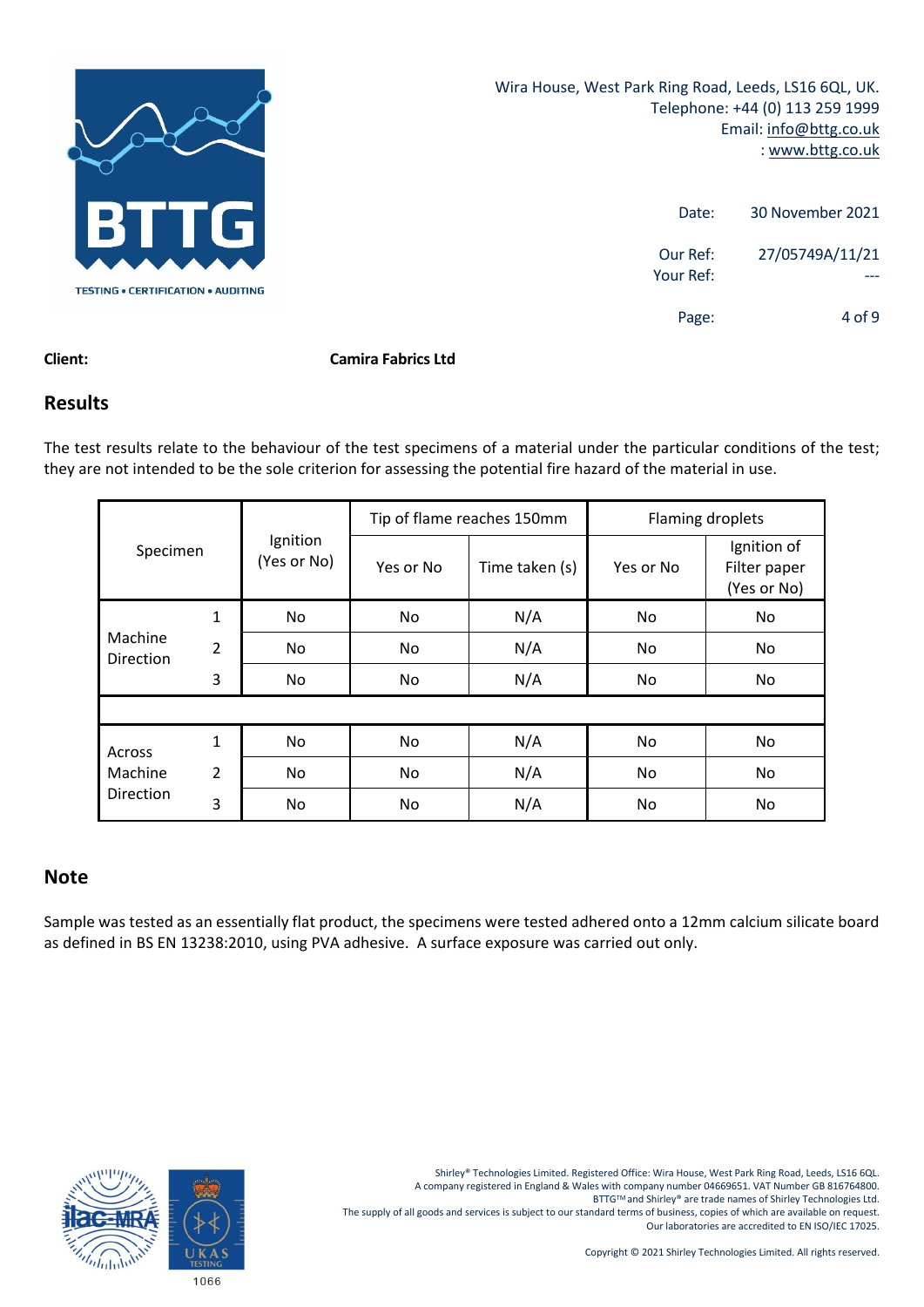**Client:** **Camira Fabrics Ltd**

## Results

The test results relate to the behaviour of the test specimens of a material under the particular conditions of the test; they are not intended to be the sole criterion for assessing the potential fire hazard of the material in use.

| Specimen | | Ignition (Yes or No) | Tip of flame reaches 150mm | | Flaming droplets | |
|---|---|---|---|---|---|---|
| | | | Yes or No | Time taken (s) | Yes or No | Ignition of Filter paper (Yes or No) |
| Machine Direction | 1 | No | No | N/A | No | No |
| | 2 | No | No | N/A | No | No |
| | 3 | No | No | N/A | No | No |
| | | | | | | |
| Across Machine Direction | 1 | No | No | N/A | No | No |
| | 2 | No | No | N/A | No | No |
| | 3 | No | No | N/A | No | No |

## Note

Sample was tested as an essentially flat product, the specimens were tested adhered onto a 12mm calcium silicate board as defined in BS EN 13238:2010, using PVA adhesive. A surface exposure was carried out only.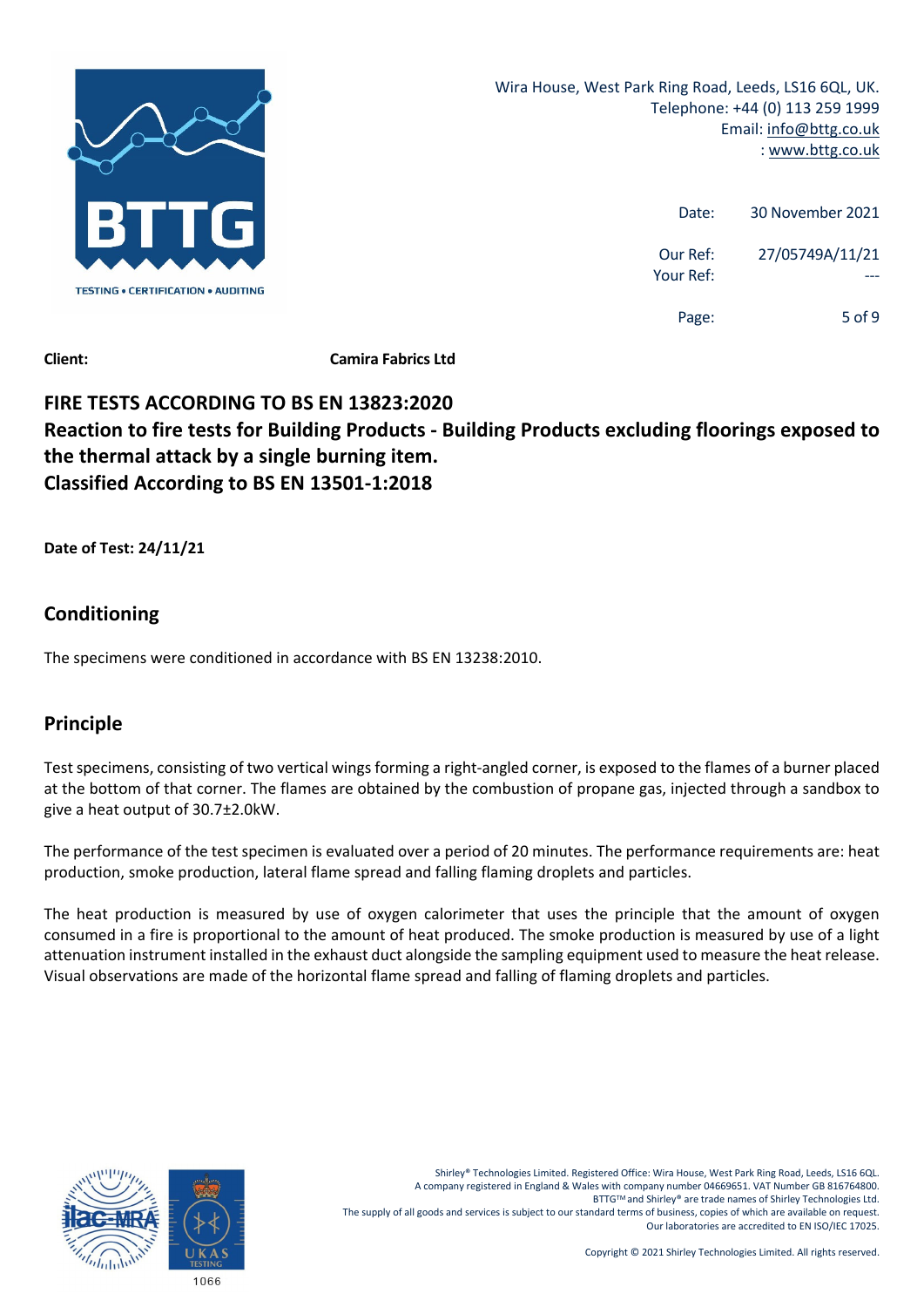Client: **Camira Fabrics Ltd**

## FIRE TESTS ACCORDING TO BS EN 13823:2020
## Reaction to fire tests for Building Products - Building Products excluding floorings exposed to the thermal attack by a single burning item.
## Classified According to BS EN 13501-1:2018

**Date of Test: 24/11/21**

## Conditioning

The specimens were conditioned in accordance with BS EN 13238:2010.

## Principle

Test specimens, consisting of two vertical wings forming a right-angled corner, is exposed to the flames of a burner placed at the bottom of that corner. The flames are obtained by the combustion of propane gas, injected through a sandbox to give a heat output of 30.7±2.0kW.

The performance of the test specimen is evaluated over a period of 20 minutes. The performance requirements are: heat production, smoke production, lateral flame spread and falling flaming droplets and particles.

The heat production is measured by use of oxygen calorimeter that uses the principle that the amount of oxygen consumed in a fire is proportional to the amount of heat produced. The smoke production is measured by use of a light attenuation instrument installed in the exhaust duct alongside the sampling equipment used to measure the heat release. Visual observations are made of the horizontal flame spread and falling of flaming droplets and particles.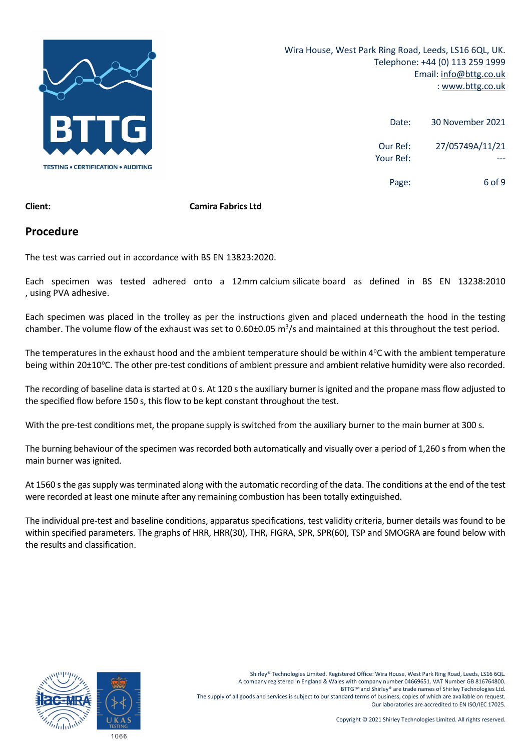Wira House, West Park Ring Road, Leeds, LS16 6QL, UK.
Telephone: +44 (0) 113 259 1999
Email: info@bttg.co.uk
: www.bttg.co.uk

| | |
|---|---|
| Date: | 30 November 2021 |
| Our Ref: | 27/05749A/11/21 |
| Your Ref: | --- |

**Client:** **Camira Fabrics Ltd**

## Procedure

The test was carried out in accordance with BS EN 13823:2020.

Each specimen was tested adhered onto a 12mm calcium silicate board as defined in BS EN 13238:2010 , using PVA adhesive.

Each specimen was placed in the trolley as per the instructions given and placed underneath the hood in the testing chamber. The volume flow of the exhaust was set to 0.60±0.05 $m^3$/s and maintained at this throughout the test period.

The temperatures in the exhaust hood and the ambient temperature should be within 4°C with the ambient temperature being within 20±10°C. The other pre-test conditions of ambient pressure and ambient relative humidity were also recorded.

The recording of baseline data is started at 0 s. At 120 s the auxiliary burner is ignited and the propane mass flow adjusted to the specified flow before 150 s, this flow to be kept constant throughout the test.

With the pre-test conditions met, the propane supply is switched from the auxiliary burner to the main burner at 300 s.

The burning behaviour of the specimen was recorded both automatically and visually over a period of 1,260 s from when the main burner was ignited.

At 1560 s the gas supply was terminated along with the automatic recording of the data. The conditions at the end of the test were recorded at least one minute after any remaining combustion has been totally extinguished.

The individual pre-test and baseline conditions, apparatus specifications, test validity criteria, burner details was found to be within specified parameters. The graphs of HRR, HRR(30), THR, FIGRA, SPR, SPR(60), TSP and SMOGRA are found below with the results and classification.

Shirley® Technologies Limited. Registered Office: Wira House, West Park Ring Road, Leeds, LS16 6QL.
A company registered in England & Wales with company number 04669651. VAT Number GB 816764800.
BTTG™ and Shirley® are trade names of Shirley Technologies Ltd.
The supply of all goods and services is subject to our standard terms of business, copies of which are available on request.
Our laboratories are accredited to EN ISO/IEC 17025.

Copyright © 2021 Shirley Technologies Limited. All rights reserved.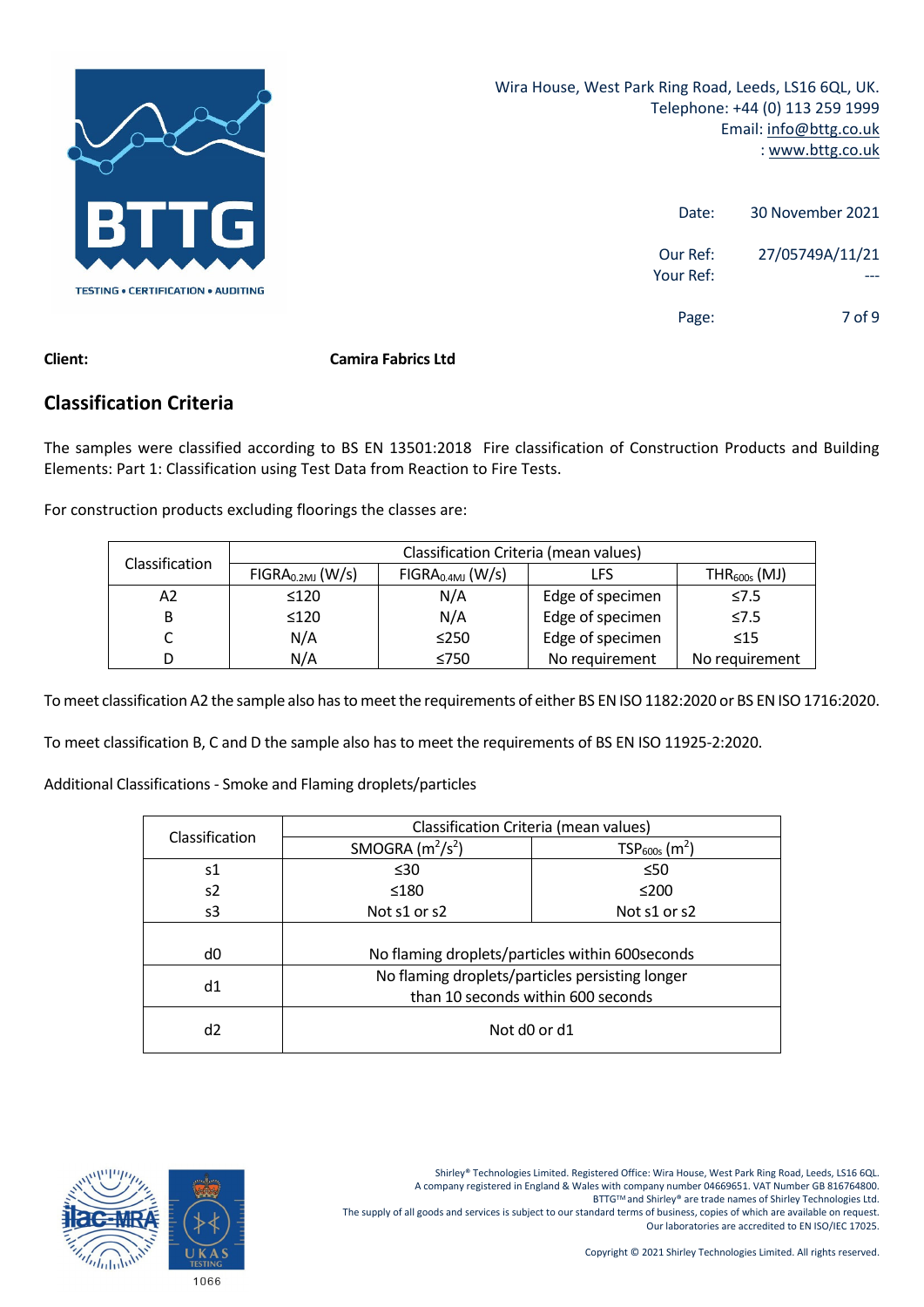Wira House, West Park Ring Road, Leeds, LS16 6QL, UK.
Telephone: +44 (0) 113 259 1999
Email: info@bttg.co.uk
: www.bttg.co.uk

Date: 30 November 2021

Our Ref: 27/05749A/11/21
Your Ref: ---

**Client:** **Camira Fabrics Ltd**

## Classification Criteria

The samples were classified according to BS EN 13501:2018 Fire classification of Construction Products and Building Elements: Part 1: Classification using Test Data from Reaction to Fire Tests.

For construction products excluding floorings the classes are:

| Classification | Classification Criteria (mean values) | | | |
|---|---|---|---|---|
| | $FIGRA_{0.2MJ}$ (W/s) | $FIGRA_{0.4MJ}$ (W/s) | LFS | $THR_{600s}$ (MJ) |
| A2 | ≤120 | N/A | Edge of specimen | ≤7.5 |
| B | ≤120 | N/A | Edge of specimen | ≤7.5 |
| C | N/A | ≤250 | Edge of specimen | ≤15 |
| D | N/A | ≤750 | No requirement | No requirement |

To meet classification A2 the sample also has to meet the requirements of either BS EN ISO 1182:2020 or BS EN ISO 1716:2020.

To meet classification B, C and D the sample also has to meet the requirements of BS EN ISO 11925-2:2020.

Additional Classifications - Smoke and Flaming droplets/particles

| Classification | Classification Criteria (mean values) | |
|---|---|---|
| | SMOGRA ($m^2/s^2$) | $TSP_{600s}$ ($m^2$) |
| s1 | ≤30 | ≤50 |
| s2 | ≤180 | ≤200 |
| s3 | Not s1 or s2 | Not s1 or s2 |
| d0 | No flaming droplets/particles within 600seconds | |
| d1 | No flaming droplets/particles persisting longer than 10 seconds within 600 seconds | |
| d2 | Not d0 or d1 | |

Shirley® Technologies Limited. Registered Office: Wira House, West Park Ring Road, Leeds, LS16 6QL.
A company registered in England & Wales with company number 04669651. VAT Number GB 816764800.
BTTG™ and Shirley® are trade names of Shirley Technologies Ltd.
The supply of all goods and services is subject to our standard terms of business, copies of which are available on request.
Our laboratories are accredited to EN ISO/IEC 17025.

Copyright © 2021 Shirley Technologies Limited. All rights reserved.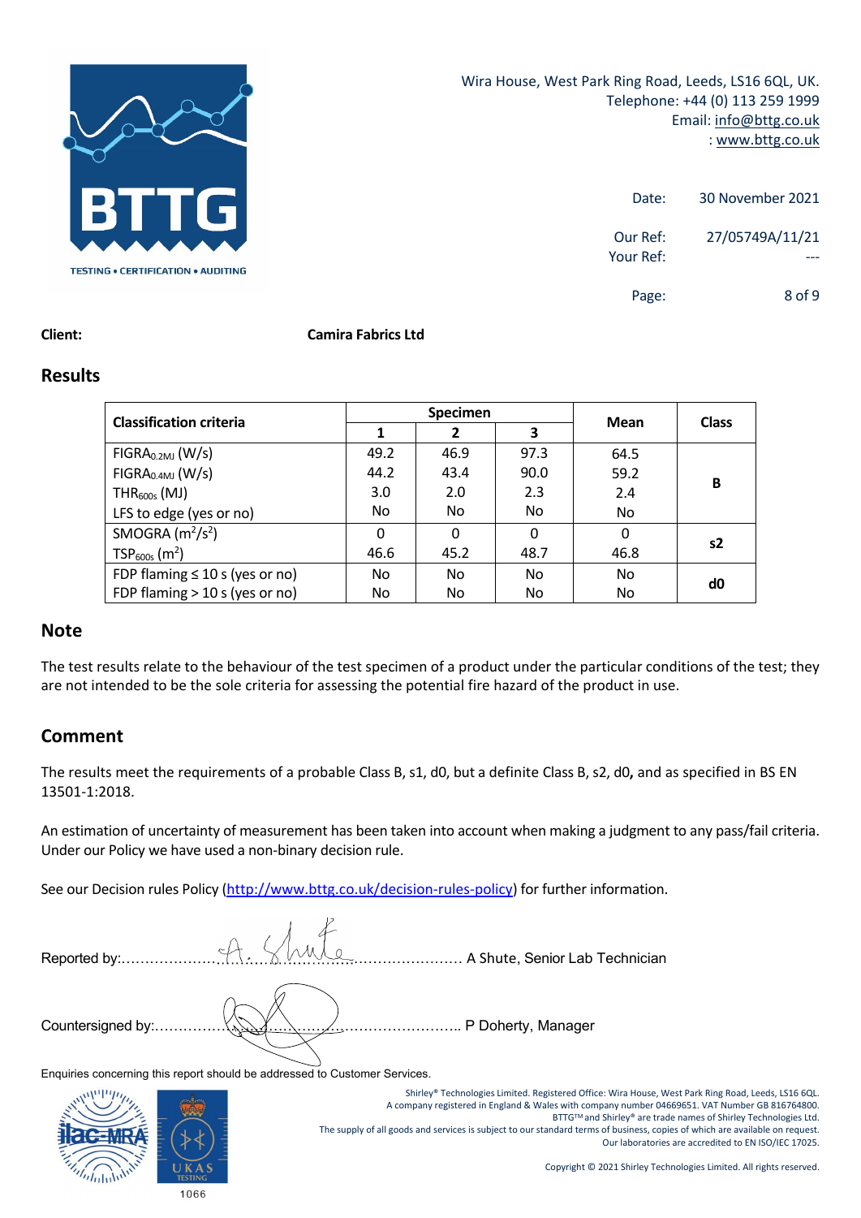Wira House, West Park Ring Road, Leeds, LS16 6QL, UK.
Telephone: +44 (0) 113 259 1999
Email: info@bttg.co.uk
: www.bttg.co.uk

Date: 30 November 2021

Our Ref: 27/05749A/11/21
Your Ref: ---

**Client:** **Camira Fabrics Ltd**

## Results

| Classification criteria | Specimen | | | Mean | Class |
|---|---|---|---|---|---|
| | 1 | 2 | 3 | | |
| $FIGRA_{0.2MJ}$ (W/s) | 49.2 | 46.9 | 97.3 | 64.5 | B |
| $FIGRA_{0.4MJ}$ (W/s) | 44.2 | 43.4 | 90.0 | 59.2 | |
| $THR_{600s}$ (MJ) | 3.0 | 2.0 | 2.3 | 2.4 | |
| LFS to edge (yes or no) | No | No | No | No | |
| SMOGRA ($m^2/s^2$) | 0 | 0 | 0 | 0 | s2 |
| $TSP_{600s}$ ($m^2$) | 46.6 | 45.2 | 48.7 | 46.8 | |
| FDP flaming ≤ 10 s (yes or no) | No | No | No | No | d0 |
| FDP flaming > 10 s (yes or no) | No | No | No | No | |

## Note

The test results relate to the behaviour of the test specimen of a product under the particular conditions of the test; they are not intended to be the sole criteria for assessing the potential fire hazard of the product in use.

## Comment

The results meet the requirements of a probable Class B, s1, d0, but a definite Class B, s2, d0**,** and as specified in BS EN 13501-1:2018.

An estimation of uncertainty of measurement has been taken into account when making a judgment to any pass/fail criteria. Under our Policy we have used a non-binary decision rule.

See our Decision rules Policy (http://www.bttg.co.uk/decision-rules-policy) for further information.

Reported by:……………………………………………………………… A Shute, Senior Lab Technician

Countersigned by:………………………………………………………….. P Doherty, Manager

Enquiries concerning this report should be addressed to Customer Services.

Shirley® Technologies Limited. Registered Office: Wira House, West Park Ring Road, Leeds, LS16 6QL.
A company registered in England & Wales with company number 04669651. VAT Number GB 816764800.
BTTG™ and Shirley® are trade names of Shirley Technologies Ltd.
The supply of all goods and services is subject to our standard terms of business, copies of which are available on request.
Our laboratories are accredited to EN ISO/IEC 17025.

Copyright © 2021 Shirley Technologies Limited. All rights reserved.

1066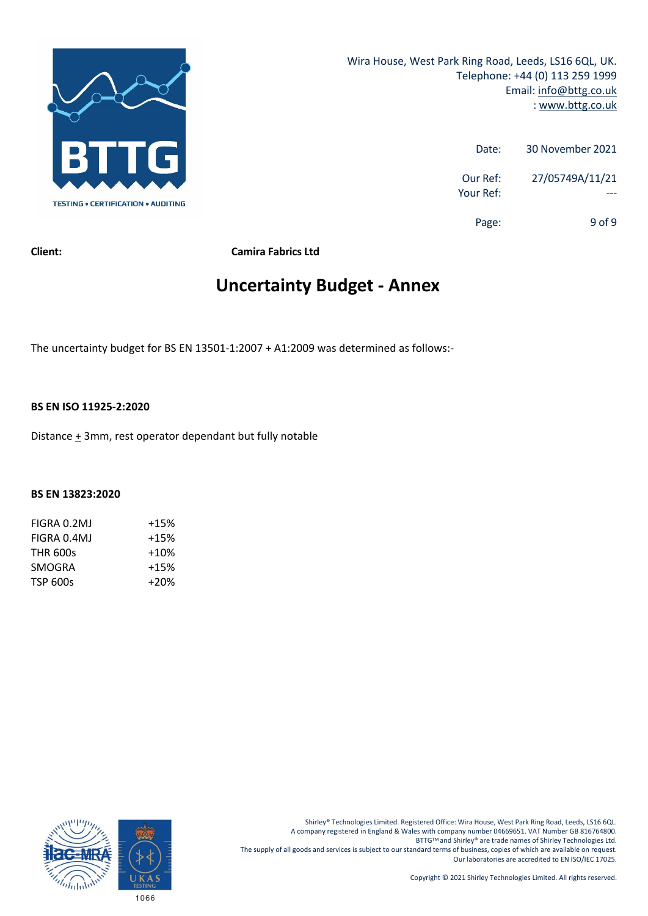Wira House, West Park Ring Road, Leeds, LS16 6QL, UK.
Telephone: +44 (0) 113 259 1999
Email: info@bttg.co.uk
: www.bttg.co.uk

Date: 30 November 2021

Our Ref: 27/05749A/11/21
Your Ref: ---

**Client:** **Camira Fabrics Ltd**

# Uncertainty Budget - Annex

The uncertainty budget for BS EN 13501-1:2007 + A1:2009 was determined as follows:-

**BS EN ISO 11925-2:2020**

Distance ± 3mm, rest operator dependant but fully notable

**BS EN 13823:2020**

| | |
|---|---|
| FIGRA 0.2MJ | +15% |
| FIGRA 0.4MJ | +15% |
| THR 600s | +10% |
| SMOGRA | +15% |
| TSP 600s | +20% |

1066

Shirley® Technologies Limited. Registered Office: Wira House, West Park Ring Road, Leeds, LS16 6QL.
A company registered in England & Wales with company number 04669651. VAT Number GB 816764800.
BTTG™ and Shirley® are trade names of Shirley Technologies Ltd.
The supply of all goods and services is subject to our standard terms of business, copies of which are available on request.
Our laboratories are accredited to EN ISO/IEC 17025.

Copyright © 2021 Shirley Technologies Limited. All rights reserved.